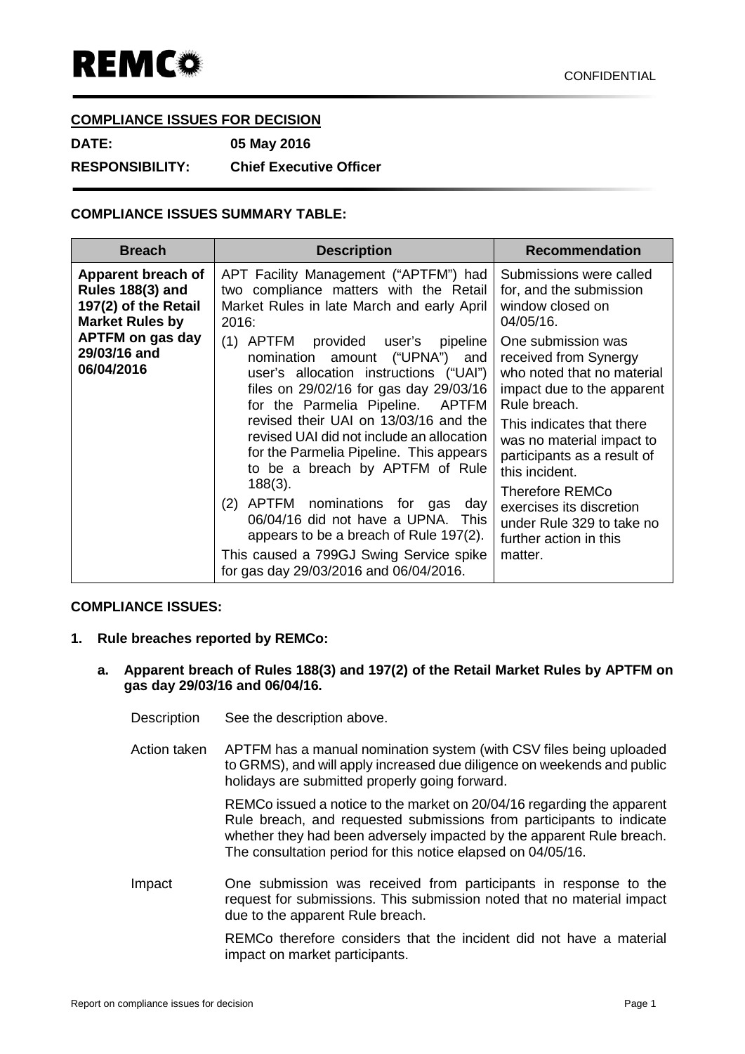**REMCo**

CONFIDENTIAL

**COMPLIANCE ISSUES FOR DECISION**

**DATE:** 05 May 2016

**RESPONSIBILITY:** Chief Executive Officer

**COMPLIANCE ISSUES SUMMARY TABLE:**

| Breach | Description | Recommendation |
| --- | --- | --- |
| **Apparent breach of Rules 188(3) and 197(2) of the Retail Market Rules by APTFM on gas day 29/03/16 and 06/04/2016** | APT Facility Management ("APTFM") had two compliance matters with the Retail Market Rules in late March and early April 2016:<br>(1) APTFM provided user's pipeline nomination amount ("UPNA") and user's allocation instructions ("UAI") files on 29/02/16 for gas day 29/03/16 for the Parmelia Pipeline. APTFM revised their UAI on 13/03/16 and the revised UAI did not include an allocation for the Parmelia Pipeline. This appears to be a breach by APTFM of Rule 188(3).<br>(2) APTFM nominations for gas day 06/04/16 did not have a UPNA. This appears to be a breach of Rule 197(2).<br>This caused a 799GJ Swing Service spike for gas day 29/03/2016 and 06/04/2016. | Submissions were called for, and the submission window closed on 04/05/16.<br>One submission was received from Synergy who noted that no material impact due to the apparent Rule breach.<br>This indicates that there was no material impact to participants as a result of this incident.<br>Therefore REMCo exercises its discretion under Rule 329 to take no further action in this matter. |

**COMPLIANCE ISSUES:**

**1. Rule breaches reported by REMCo:**

**a. Apparent breach of Rules 188(3) and 197(2) of the Retail Market Rules by APTFM on gas day 29/03/16 and 06/04/16.**

Description: See the description above.

Action taken: APTFM has a manual nomination system (with CSV files being uploaded to GRMS), and will apply increased due diligence on weekends and public holidays are submitted properly going forward.

REMCo issued a notice to the market on 20/04/16 regarding the apparent Rule breach, and requested submissions from participants to indicate whether they had been adversely impacted by the apparent Rule breach. The consultation period for this notice elapsed on 04/05/16.

Impact: One submission was received from participants in response to the request for submissions. This submission noted that no material impact due to the apparent Rule breach.

REMCo therefore considers that the incident did not have a material impact on market participants.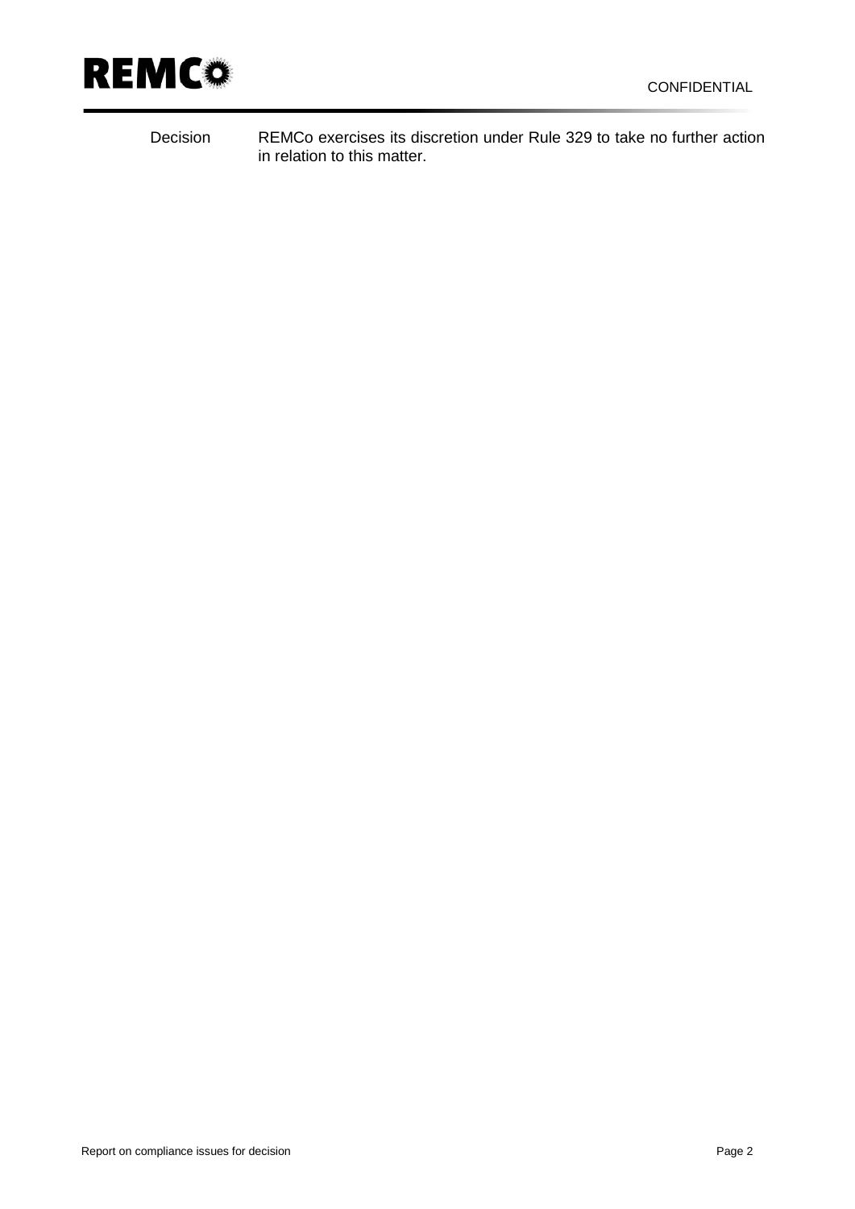| | |
|---|---|
| Decision | REMCo exercises its discretion under Rule 329 to take no further action in relation to this matter. |